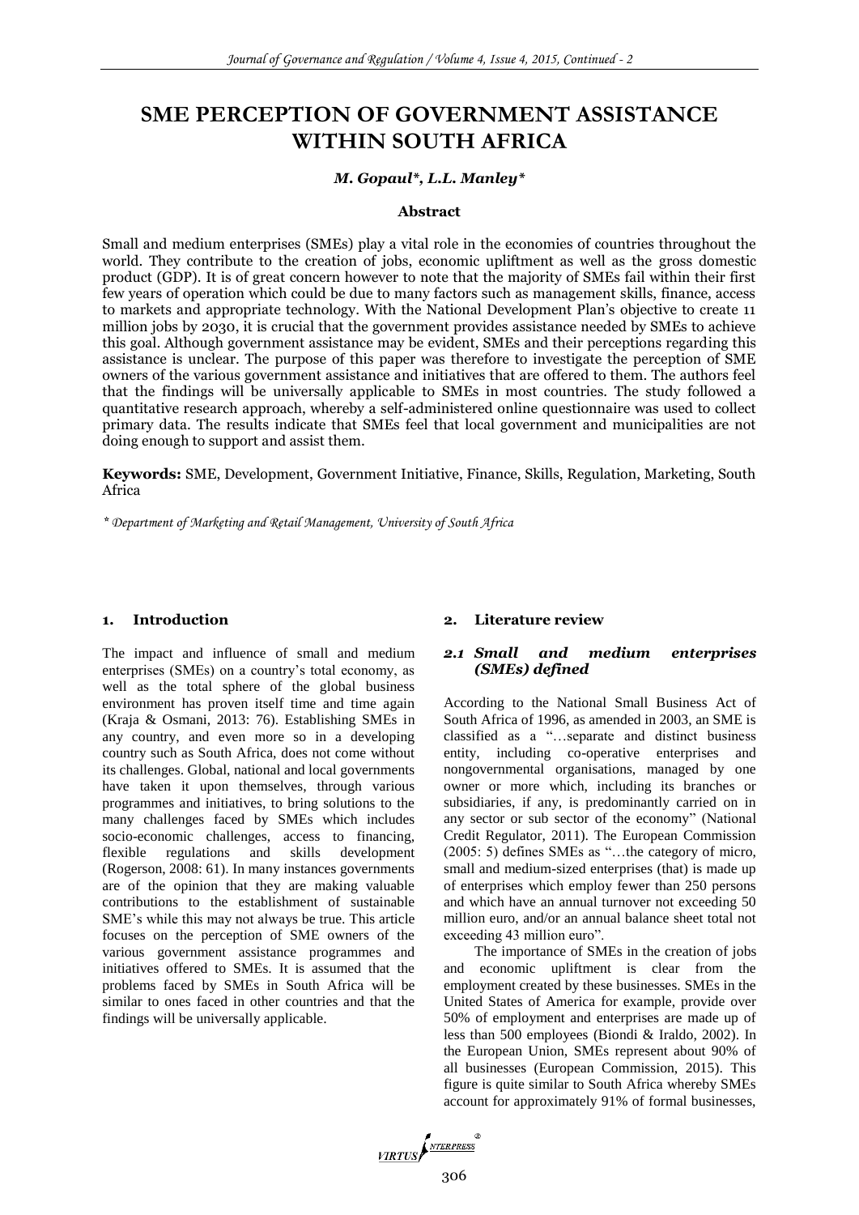# SME PERCEPTION OF GOVERNMENT ASSISTANCE WITHIN SOUTH AFRICA

***M. Gopaul\*, L.L. Manley\****

### Abstract

Small and medium enterprises (SMEs) play a vital role in the economies of countries throughout the world. They contribute to the creation of jobs, economic upliftment as well as the gross domestic product (GDP). It is of great concern however to note that the majority of SMEs fail within their first few years of operation which could be due to many factors such as management skills, finance, access to markets and appropriate technology. With the National Development Plan's objective to create 11 million jobs by 2030, it is crucial that the government provides assistance needed by SMEs to achieve this goal. Although government assistance may be evident, SMEs and their perceptions regarding this assistance is unclear. The purpose of this paper was therefore to investigate the perception of SME owners of the various government assistance and initiatives that are offered to them. The authors feel that the findings will be universally applicable to SMEs in most countries. The study followed a quantitative research approach, whereby a self-administered online questionnaire was used to collect primary data. The results indicate that SMEs feel that local government and municipalities are not doing enough to support and assist them.

**Keywords:** SME, Development, Government Initiative, Finance, Skills, Regulation, Marketing, South Africa

*\* Department of Marketing and Retail Management, University of South Africa*

## 1. Introduction

The impact and influence of small and medium enterprises (SMEs) on a country's total economy, as well as the total sphere of the global business environment has proven itself time and time again (Kraja & Osmani, 2013: 76). Establishing SMEs in any country, and even more so in a developing country such as South Africa, does not come without its challenges. Global, national and local governments have taken it upon themselves, through various programmes and initiatives, to bring solutions to the many challenges faced by SMEs which includes socio-economic challenges, access to financing, flexible regulations and skills development (Rogerson, 2008: 61). In many instances governments are of the opinion that they are making valuable contributions to the establishment of sustainable SME's while this may not always be true. This article focuses on the perception of SME owners of the various government assistance programmes and initiatives offered to SMEs. It is assumed that the problems faced by SMEs in South Africa will be similar to ones faced in other countries and that the findings will be universally applicable.

## 2. Literature review

### *2.1 Small and medium enterprises (SMEs) defined*

According to the National Small Business Act of South Africa of 1996, as amended in 2003, an SME is classified as a "…separate and distinct business entity, including co-operative enterprises and nongovernmental organisations, managed by one owner or more which, including its branches or subsidiaries, if any, is predominantly carried on in any sector or sub sector of the economy" (National Credit Regulator, 2011). The European Commission (2005: 5) defines SMEs as "…the category of micro, small and medium-sized enterprises (that) is made up of enterprises which employ fewer than 250 persons and which have an annual turnover not exceeding 50 million euro, and/or an annual balance sheet total not exceeding 43 million euro".

The importance of SMEs in the creation of jobs and economic upliftment is clear from the employment created by these businesses. SMEs in the United States of America for example, provide over 50% of employment and enterprises are made up of less than 500 employees (Biondi & Iraldo, 2002). In the European Union, SMEs represent about 90% of all businesses (European Commission, 2015). This figure is quite similar to South Africa whereby SMEs account for approximately 91% of formal businesses,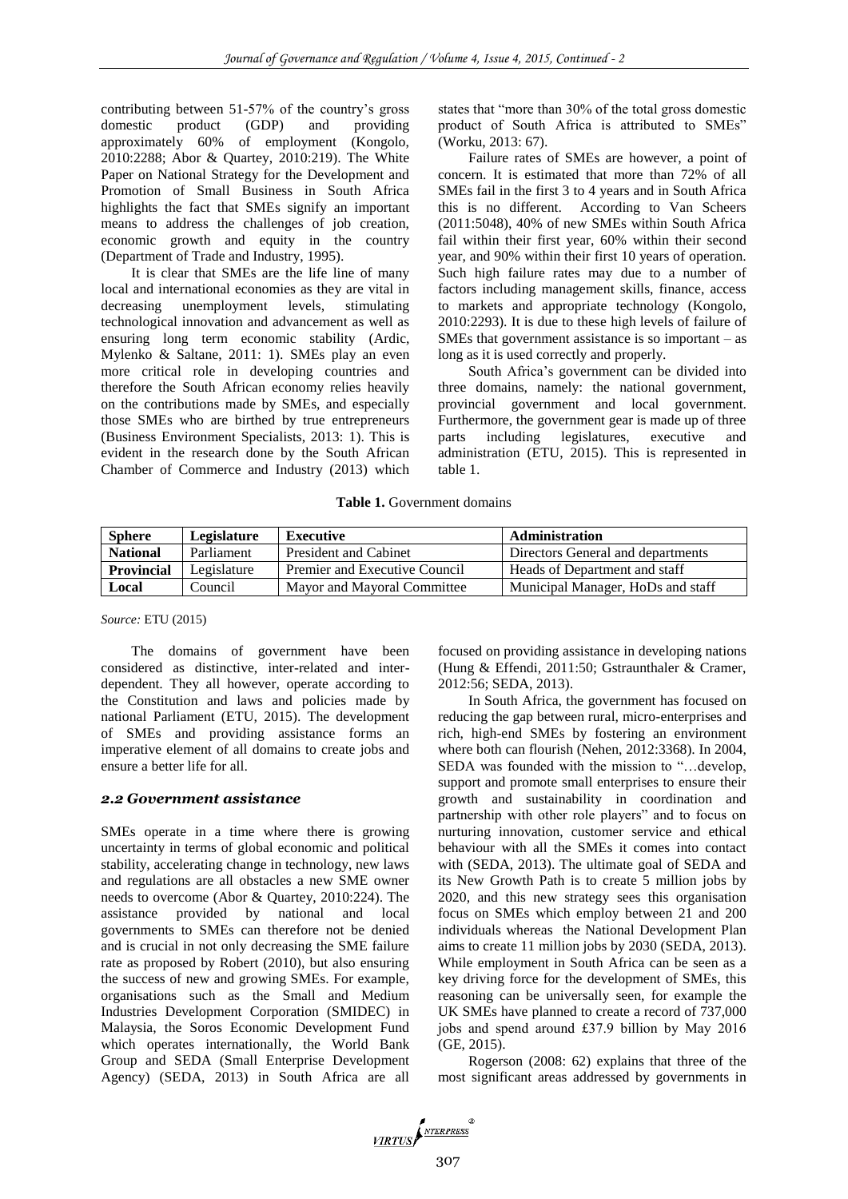contributing between 51-57% of the country's gross domestic product (GDP) and providing approximately 60% of employment (Kongolo, 2010:2288; Abor & Quartey, 2010:219). The White Paper on National Strategy for the Development and Promotion of Small Business in South Africa highlights the fact that SMEs signify an important means to address the challenges of job creation, economic growth and equity in the country (Department of Trade and Industry, 1995).

It is clear that SMEs are the life line of many local and international economies as they are vital in decreasing unemployment levels, stimulating technological innovation and advancement as well as ensuring long term economic stability (Ardic, Mylenko & Saltane, 2011: 1). SMEs play an even more critical role in developing countries and therefore the South African economy relies heavily on the contributions made by SMEs, and especially those SMEs who are birthed by true entrepreneurs (Business Environment Specialists, 2013: 1). This is evident in the research done by the South African Chamber of Commerce and Industry (2013) which states that "more than 30% of the total gross domestic product of South Africa is attributed to SMEs" (Worku, 2013: 67).

Failure rates of SMEs are however, a point of concern. It is estimated that more than 72% of all SMEs fail in the first 3 to 4 years and in South Africa this is no different. According to Van Scheers (2011:5048), 40% of new SMEs within South Africa fail within their first year, 60% within their second year, and 90% within their first 10 years of operation. Such high failure rates may due to a number of factors including management skills, finance, access to markets and appropriate technology (Kongolo, 2010:2293). It is due to these high levels of failure of SMEs that government assistance is so important – as long as it is used correctly and properly.

South Africa's government can be divided into three domains, namely: the national government, provincial government and local government. Furthermore, the government gear is made up of three parts including legislatures, executive and administration (ETU, 2015). This is represented in table 1.

**Table 1.** Government domains

| Sphere | Legislature | Executive | Administration |
|---|---|---|---|
| **National** | Parliament | President and Cabinet | Directors General and departments |
| **Provincial** | Legislature | Premier and Executive Council | Heads of Department and staff |
| **Local** | Council | Mayor and Mayoral Committee | Municipal Manager, HoDs and staff |

*Source:* ETU (2015)

The domains of government have been considered as distinctive, inter-related and inter-dependent. They all however, operate according to the Constitution and laws and policies made by national Parliament (ETU, 2015). The development of SMEs and providing assistance forms an imperative element of all domains to create jobs and ensure a better life for all.

### *2.2 Government assistance*

SMEs operate in a time where there is growing uncertainty in terms of global economic and political stability, accelerating change in technology, new laws and regulations are all obstacles a new SME owner needs to overcome (Abor & Quartey, 2010:224). The assistance provided by national and local governments to SMEs can therefore not be denied and is crucial in not only decreasing the SME failure rate as proposed by Robert (2010), but also ensuring the success of new and growing SMEs. For example, organisations such as the Small and Medium Industries Development Corporation (SMIDEC) in Malaysia, the Soros Economic Development Fund which operates internationally, the World Bank Group and SEDA (Small Enterprise Development Agency) (SEDA, 2013) in South Africa are all focused on providing assistance in developing nations (Hung & Effendi, 2011:50; Gstraunthaler & Cramer, 2012:56; SEDA, 2013).

In South Africa, the government has focused on reducing the gap between rural, micro-enterprises and rich, high-end SMEs by fostering an environment where both can flourish (Nehen, 2012:3368). In 2004, SEDA was founded with the mission to "…develop, support and promote small enterprises to ensure their growth and sustainability in coordination and partnership with other role players" and to focus on nurturing innovation, customer service and ethical behaviour with all the SMEs it comes into contact with (SEDA, 2013). The ultimate goal of SEDA and its New Growth Path is to create 5 million jobs by 2020, and this new strategy sees this organisation focus on SMEs which employ between 21 and 200 individuals whereas the National Development Plan aims to create 11 million jobs by 2030 (SEDA, 2013). While employment in South Africa can be seen as a key driving force for the development of SMEs, this reasoning can be universally seen, for example the UK SMEs have planned to create a record of 737,000 jobs and spend around £37.9 billion by May 2016 (GE, 2015).

Rogerson (2008: 62) explains that three of the most significant areas addressed by governments in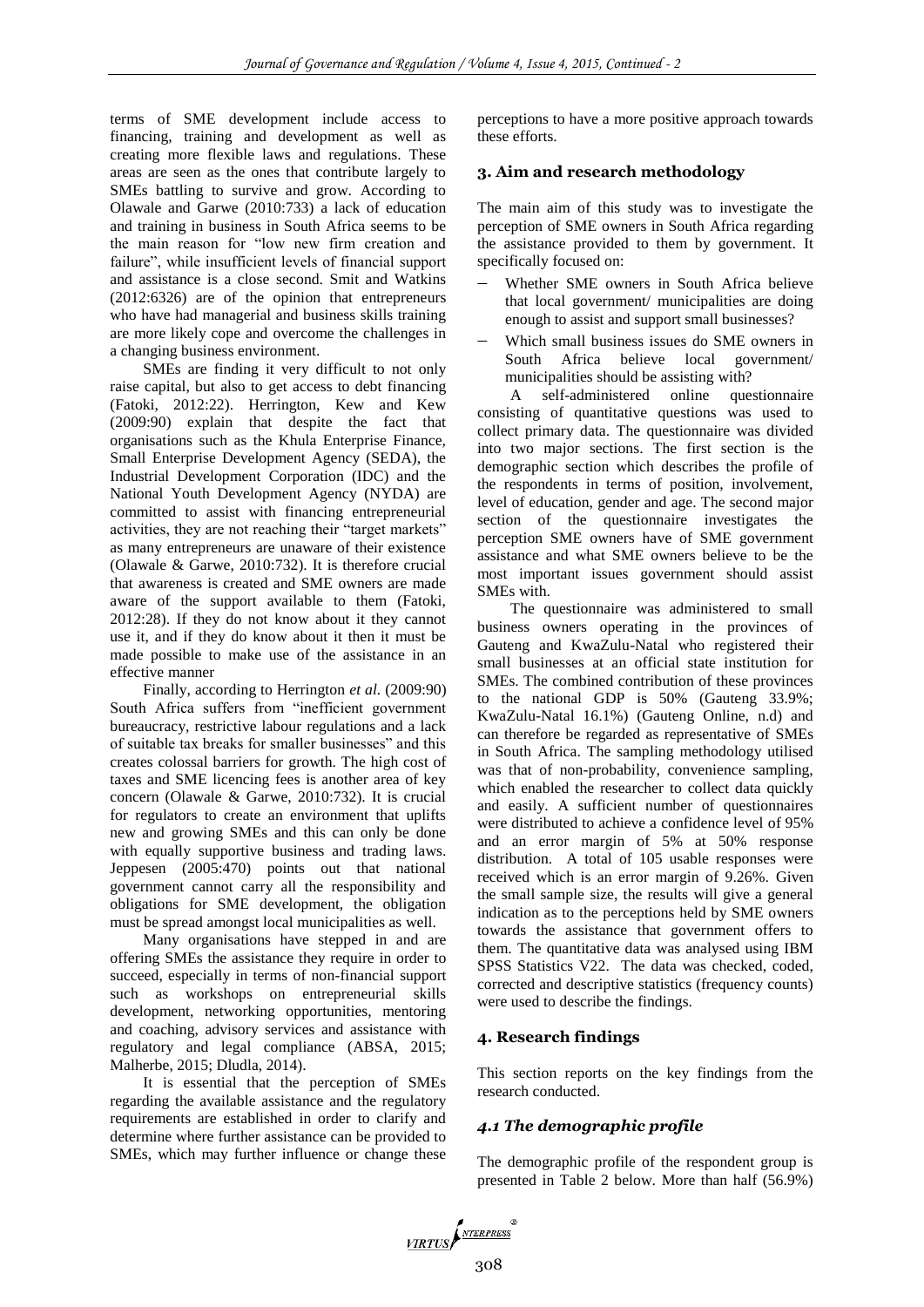terms of SME development include access to financing, training and development as well as creating more flexible laws and regulations. These areas are seen as the ones that contribute largely to SMEs battling to survive and grow. According to Olawale and Garwe (2010:733) a lack of education and training in business in South Africa seems to be the main reason for "low new firm creation and failure", while insufficient levels of financial support and assistance is a close second. Smit and Watkins (2012:6326) are of the opinion that entrepreneurs who have had managerial and business skills training are more likely cope and overcome the challenges in a changing business environment.

SMEs are finding it very difficult to not only raise capital, but also to get access to debt financing (Fatoki, 2012:22). Herrington, Kew and Kew (2009:90) explain that despite the fact that organisations such as the Khula Enterprise Finance, Small Enterprise Development Agency (SEDA), the Industrial Development Corporation (IDC) and the National Youth Development Agency (NYDA) are committed to assist with financing entrepreneurial activities, they are not reaching their "target markets" as many entrepreneurs are unaware of their existence (Olawale & Garwe, 2010:732). It is therefore crucial that awareness is created and SME owners are made aware of the support available to them (Fatoki, 2012:28). If they do not know about it they cannot use it, and if they do know about it then it must be made possible to make use of the assistance in an effective manner

Finally, according to Herrington *et al.* (2009:90) South Africa suffers from "inefficient government bureaucracy, restrictive labour regulations and a lack of suitable tax breaks for smaller businesses" and this creates colossal barriers for growth. The high cost of taxes and SME licencing fees is another area of key concern (Olawale & Garwe, 2010:732). It is crucial for regulators to create an environment that uplifts new and growing SMEs and this can only be done with equally supportive business and trading laws. Jeppesen (2005:470) points out that national government cannot carry all the responsibility and obligations for SME development, the obligation must be spread amongst local municipalities as well.

Many organisations have stepped in and are offering SMEs the assistance they require in order to succeed, especially in terms of non-financial support such as workshops on entrepreneurial skills development, networking opportunities, mentoring and coaching, advisory services and assistance with regulatory and legal compliance (ABSA, 2015; Malherbe, 2015; Dludla, 2014).

It is essential that the perception of SMEs regarding the available assistance and the regulatory requirements are established in order to clarify and determine where further assistance can be provided to SMEs, which may further influence or change these perceptions to have a more positive approach towards these efforts.

## 3. Aim and research methodology

The main aim of this study was to investigate the perception of SME owners in South Africa regarding the assistance provided to them by government. It specifically focused on:

- Whether SME owners in South Africa believe that local government/ municipalities are doing enough to assist and support small businesses?
- Which small business issues do SME owners in South Africa believe local government/ municipalities should be assisting with?

A self-administered online questionnaire consisting of quantitative questions was used to collect primary data. The questionnaire was divided into two major sections. The first section is the demographic section which describes the profile of the respondents in terms of position, involvement, level of education, gender and age. The second major section of the questionnaire investigates the perception SME owners have of SME government assistance and what SME owners believe to be the most important issues government should assist SMEs with.

The questionnaire was administered to small business owners operating in the provinces of Gauteng and KwaZulu-Natal who registered their small businesses at an official state institution for SMEs. The combined contribution of these provinces to the national GDP is 50% (Gauteng 33.9%; KwaZulu-Natal 16.1%) (Gauteng Online, n.d) and can therefore be regarded as representative of SMEs in South Africa. The sampling methodology utilised was that of non-probability, convenience sampling, which enabled the researcher to collect data quickly and easily. A sufficient number of questionnaires were distributed to achieve a confidence level of 95% and an error margin of 5% at 50% response distribution. A total of 105 usable responses were received which is an error margin of 9.26%. Given the small sample size, the results will give a general indication as to the perceptions held by SME owners towards the assistance that government offers to them. The quantitative data was analysed using IBM SPSS Statistics V22. The data was checked, coded, corrected and descriptive statistics (frequency counts) were used to describe the findings.

## 4. Research findings

This section reports on the key findings from the research conducted.

### *4.1 The demographic profile*

The demographic profile of the respondent group is presented in Table 2 below. More than half (56.9%)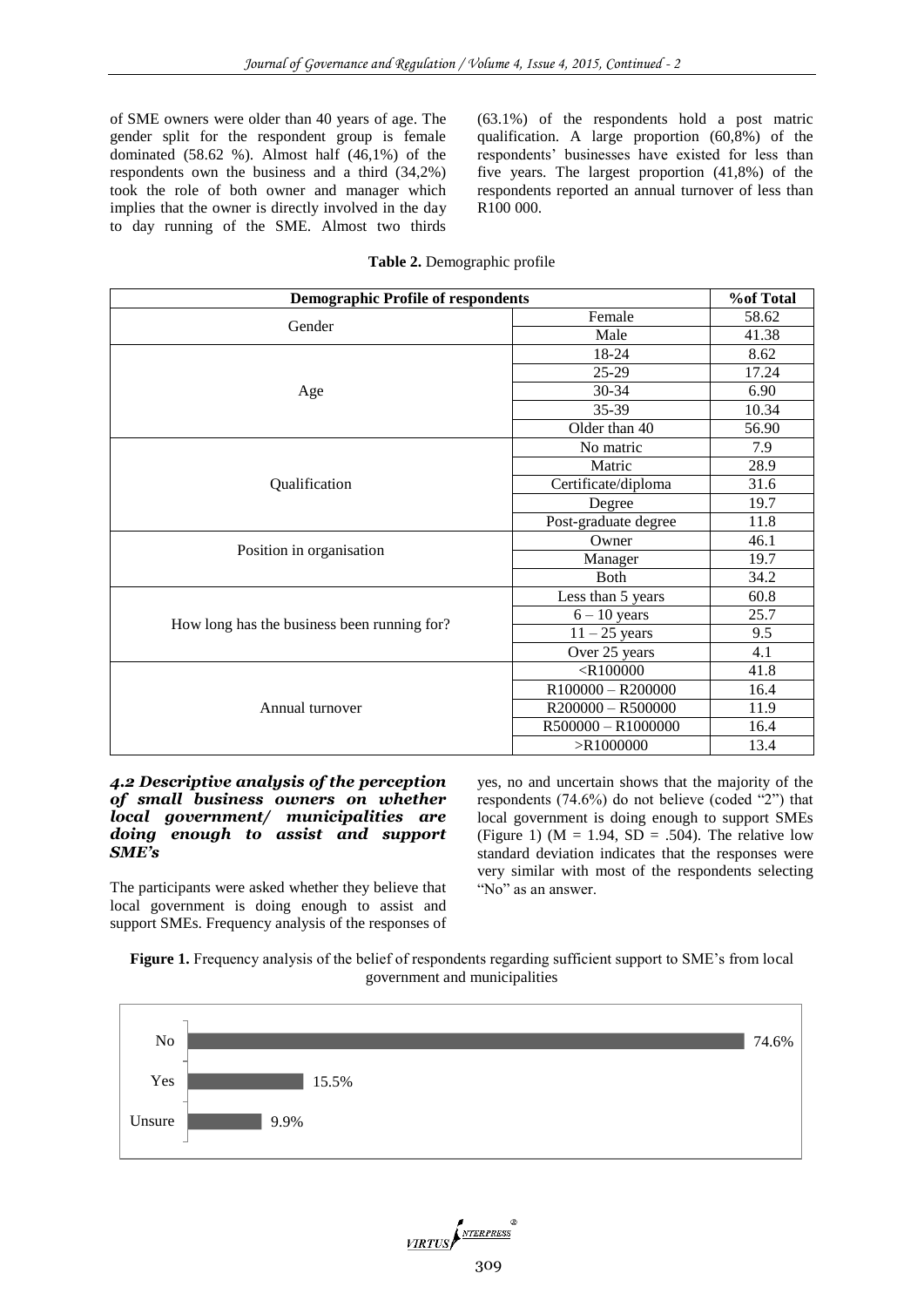of SME owners were older than 40 years of age. The gender split for the respondent group is female dominated (58.62 %). Almost half (46,1%) of the respondents own the business and a third (34,2%) took the role of both owner and manager which implies that the owner is directly involved in the day to day running of the SME. Almost two thirds (63.1%) of the respondents hold a post matric qualification. A large proportion (60,8%) of the respondents' businesses have existed for less than five years. The largest proportion (41,8%) of the respondents reported an annual turnover of less than R100 000.

**Table 2.** Demographic profile

| Demographic Profile of respondents | | %of Total |
|---|---|---|
| Gender | Female | 58.62 |
| | Male | 41.38 |
| Age | 18-24 | 8.62 |
| | 25-29 | 17.24 |
| | 30-34 | 6.90 |
| | 35-39 | 10.34 |
| | Older than 40 | 56.90 |
| Qualification | No matric | 7.9 |
| | Matric | 28.9 |
| | Certificate/diploma | 31.6 |
| | Degree | 19.7 |
| | Post-graduate degree | 11.8 |
| Position in organisation | Owner | 46.1 |
| | Manager | 19.7 |
| | Both | 34.2 |
| How long has the business been running for? | Less than 5 years | 60.8 |
| | 6 – 10 years | 25.7 |
| | 11 – 25 years | 9.5 |
| | Over 25 years | 4.1 |
| Annual turnover | <R100000 | 41.8 |
| | R100000 – R200000 | 16.4 |
| | R200000 – R500000 | 11.9 |
| | R500000 – R1000000 | 16.4 |
| | >R1000000 | 13.4 |

### *4.2 Descriptive analysis of the perception of small business owners on whether local government/ municipalities are doing enough to assist and support SME's*

The participants were asked whether they believe that local government is doing enough to assist and support SMEs. Frequency analysis of the responses of yes, no and uncertain shows that the majority of the respondents (74.6%) do not believe (coded "2") that local government is doing enough to support SMEs (Figure 1) (M = 1.94, SD = .504). The relative low standard deviation indicates that the responses were very similar with most of the respondents selecting "No" as an answer.

**Figure 1.** Frequency analysis of the belief of respondents regarding sufficient support to SME's from local government and municipalities

| Response | % |
|---|---|
| No | 74.6% |
| Yes | 15.5% |
| Unsure | 9.9% |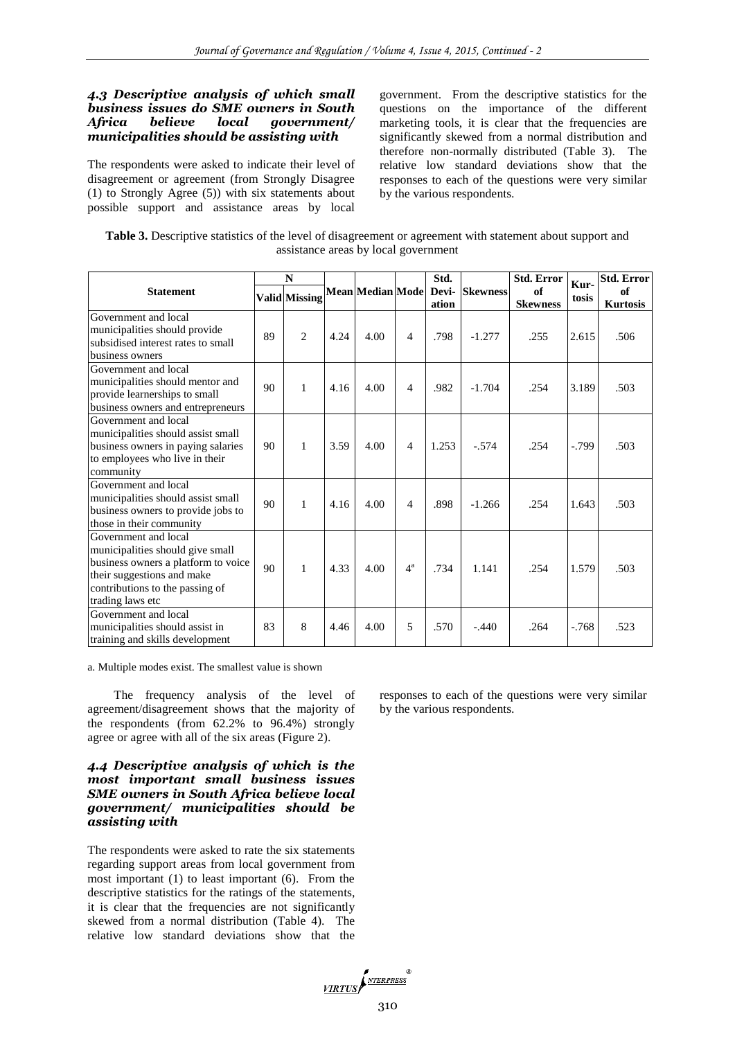### *4.3 Descriptive analysis of which small business issues do SME owners in South Africa believe local government/ municipalities should be assisting with*

The respondents were asked to indicate their level of disagreement or agreement (from Strongly Disagree (1) to Strongly Agree (5)) with six statements about possible support and assistance areas by local government. From the descriptive statistics for the questions on the importance of the different marketing tools, it is clear that the frequencies are significantly skewed from a normal distribution and therefore non-normally distributed (Table 3). The relative low standard deviations show that the responses to each of the questions were very similar by the various respondents.

**Table 3.** Descriptive statistics of the level of disagreement or agreement with statement about support and assistance areas by local government

| Statement | N | | Mean | Median | Mode | Std. Deviation | Skewness | Std. Error of Skewness | Kurtosis | Std. Error of Kurtosis |
|---|---|---|---|---|---|---|---|---|---|---|
| | Valid | Missing | | | | | | | | |
| Government and local municipalities should provide subsidised interest rates to small business owners | 89 | 2 | 4.24 | 4.00 | 4 | .798 | -1.277 | .255 | 2.615 | .506 |
| Government and local municipalities should mentor and provide learnerships to small business owners and entrepreneurs | 90 | 1 | 4.16 | 4.00 | 4 | .982 | -1.704 | .254 | 3.189 | .503 |
| Government and local municipalities should assist small business owners in paying salaries to employees who live in their community | 90 | 1 | 3.59 | 4.00 | 4 | 1.253 | -.574 | .254 | -.799 | .503 |
| Government and local municipalities should assist small business owners to provide jobs to those in their community | 90 | 1 | 4.16 | 4.00 | 4 | .898 | -1.266 | .254 | 1.643 | .503 |
| Government and local municipalities should give small business owners a platform to voice their suggestions and make contributions to the passing of trading laws etc | 90 | 1 | 4.33 | 4.00 | 4[a] | .734 | 1.141 | .254 | 1.579 | .503 |
| Government and local municipalities should assist in training and skills development | 83 | 8 | 4.46 | 4.00 | 5 | .570 | -.440 | .264 | -.768 | .523 |

a. Multiple modes exist. The smallest value is shown

The frequency analysis of the level of agreement/disagreement shows that the majority of the respondents (from 62.2% to 96.4%) strongly agree or agree with all of the six areas (Figure 2).

### *4.4 Descriptive analysis of which is the most important small business issues SME owners in South Africa believe local government/ municipalities should be assisting with*

The respondents were asked to rate the six statements regarding support areas from local government from most important (1) to least important (6). From the descriptive statistics for the ratings of the statements, it is clear that the frequencies are not significantly skewed from a normal distribution (Table 4). The relative low standard deviations show that the responses to each of the questions were very similar by the various respondents.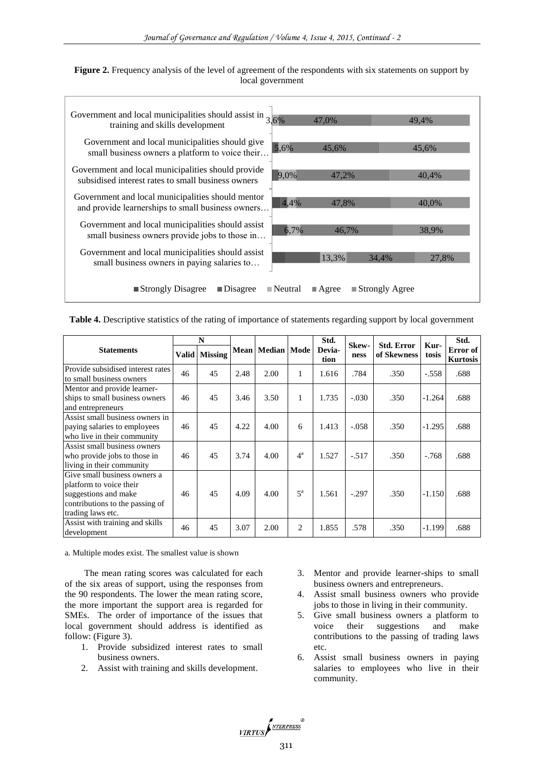**Figure 2.** Frequency analysis of the level of agreement of the respondents with six statements on support by local government

| Statement | | | | | |
|---|---|---|---|---|---|
| Government and local municipalities should assist in training and skills development | 3,6% | 47,0% | 49,4% | | |
| Government and local municipalities should give small business owners a platform to voice their… | 5,6% | 45,6% | 45,6% | | |
| Government and local municipalities should provide subsidised interest rates to small business owners | 9,0% | 47,2% | 40,4% | | |
| Government and local municipalities should mentor and provide learnerships to small business owners… | 4,4% | 47,8% | 40,0% | | |
| Government and local municipalities should assist small business owners provide jobs to those in… | 6,7% | 46,7% | 38,9% | | |
| Government and local municipalities should assist small business owners in paying salaries to… | 13,3% | 34,4% | 27,8% | | |

■ Strongly Disagree ■ Disagree ■ Neutral ■ Agree ■ Strongly Agree

**Table 4.** Descriptive statistics of the rating of importance of statements regarding support by local government

| Statements | N | | Mean | Median | Mode | Std. Deviation | Skewness | Std. Error of Skewness | Kurtosis | Std. Error of Kurtosis |
|---|---|---|---|---|---|---|---|---|---|---|
| | Valid | Missing | | | | | | | | |
| Provide subsidised interest rates to small business owners | 46 | 45 | 2.48 | 2.00 | 1 | 1.616 | .784 | .350 | -.558 | .688 |
| Mentor and provide learner-ships to small business owners and entrepreneurs | 46 | 45 | 3.46 | 3.50 | 1 | 1.735 | -.030 | .350 | -1.264 | .688 |
| Assist small business owners in paying salaries to employees who live in their community | 46 | 45 | 4.22 | 4.00 | 6 | 1.413 | -.058 | .350 | -1.295 | .688 |
| Assist small business owners who provide jobs to those in living in their community | 46 | 45 | 3.74 | 4.00 | 4[a] | 1.527 | -.517 | .350 | -.768 | .688 |
| Give small business owners a platform to voice their suggestions and make contributions to the passing of trading laws etc. | 46 | 45 | 4.09 | 4.00 | 5[a] | 1.561 | -.297 | .350 | -1.150 | .688 |
| Assist with training and skills development | 46 | 45 | 3.07 | 2.00 | 2 | 1.855 | .578 | .350 | -1.199 | .688 |

a. Multiple modes exist. The smallest value is shown

The mean rating scores was calculated for each of the six areas of support, using the responses from the 90 respondents. The lower the mean rating score, the more important the support area is regarded for SMEs. The order of importance of the issues that local government should address is identified as follow: (Figure 3).

1. Provide subsidized interest rates to small business owners.
2. Assist with training and skills development.
3. Mentor and provide learner-ships to small business owners and entrepreneurs.
4. Assist small business owners who provide jobs to those in living in their community.
5. Give small business owners a platform to voice their suggestions and make contributions to the passing of trading laws etc.
6. Assist small business owners in paying salaries to employees who live in their community.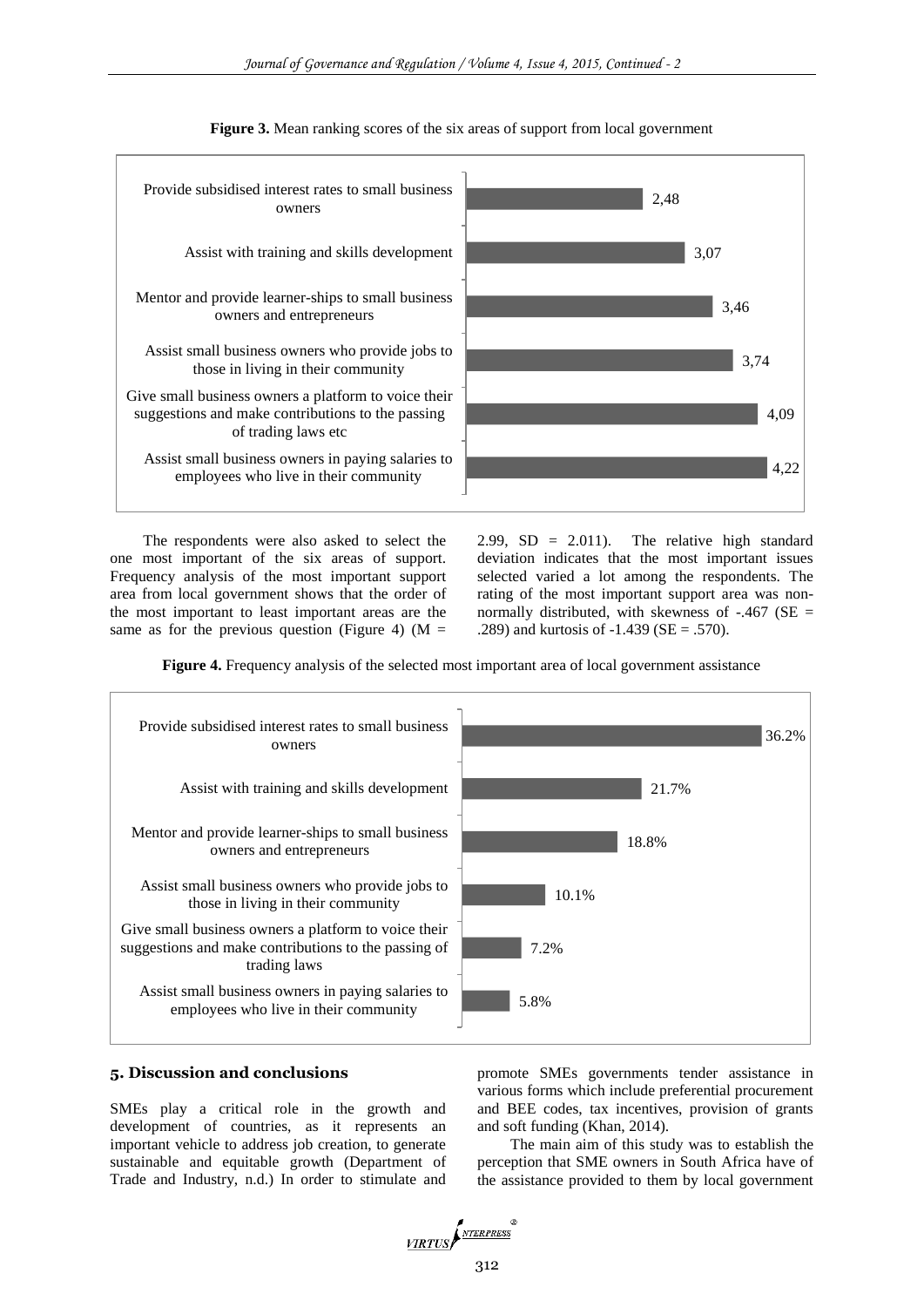**Figure 3.** Mean ranking scores of the six areas of support from local government

| Area of support | Mean ranking score |
|---|---|
| Provide subsidised interest rates to small business owners | 2,48 |
| Assist with training and skills development | 3,07 |
| Mentor and provide learner-ships to small business owners and entrepreneurs | 3,46 |
| Assist small business owners who provide jobs to those in living in their community | 3,74 |
| Give small business owners a platform to voice their suggestions and make contributions to the passing of trading laws etc | 4,09 |
| Assist small business owners in paying salaries to employees who live in their community | 4,22 |

The respondents were also asked to select the one most important of the six areas of support. Frequency analysis of the most important support area from local government shows that the order of the most important to least important areas are the same as for the previous question (Figure 4) (M = 2.99, SD = 2.011). The relative high standard deviation indicates that the most important issues selected varied a lot among the respondents. The rating of the most important support area was non-normally distributed, with skewness of -.467 (SE = .289) and kurtosis of -1.439 (SE = .570).

**Figure 4.** Frequency analysis of the selected most important area of local government assistance

| Area of support | Frequency |
|---|---|
| Provide subsidised interest rates to small business owners | 36.2% |
| Assist with training and skills development | 21.7% |
| Mentor and provide learner-ships to small business owners and entrepreneurs | 18.8% |
| Assist small business owners who provide jobs to those in living in their community | 10.1% |
| Give small business owners a platform to voice their suggestions and make contributions to the passing of trading laws | 7.2% |
| Assist small business owners in paying salaries to employees who live in their community | 5.8% |

## 5. Discussion and conclusions

SMEs play a critical role in the growth and development of countries, as it represents an important vehicle to address job creation, to generate sustainable and equitable growth (Department of Trade and Industry, n.d.) In order to stimulate and promote SMEs governments tender assistance in various forms which include preferential procurement and BEE codes, tax incentives, provision of grants and soft funding (Khan, 2014).

The main aim of this study was to establish the perception that SME owners in South Africa have of the assistance provided to them by local government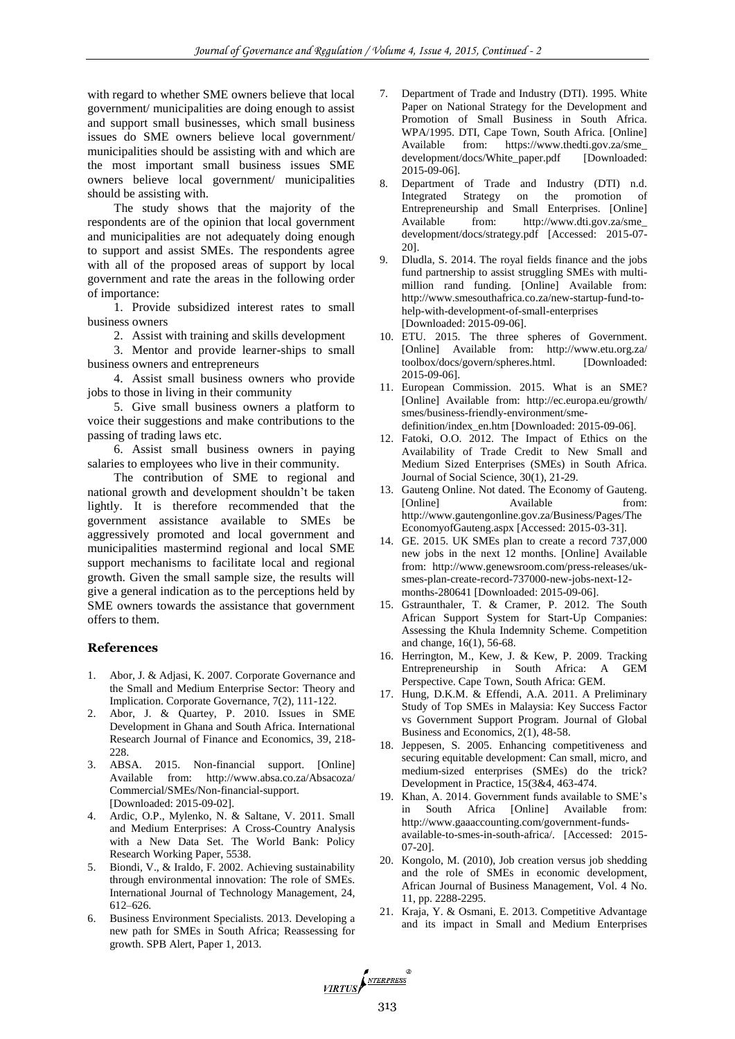with regard to whether SME owners believe that local government/ municipalities are doing enough to assist and support small businesses, which small business issues do SME owners believe local government/ municipalities should be assisting with and which are the most important small business issues SME owners believe local government/ municipalities should be assisting with.

The study shows that the majority of the respondents are of the opinion that local government and municipalities are not adequately doing enough to support and assist SMEs. The respondents agree with all of the proposed areas of support by local government and rate the areas in the following order of importance:

1. Provide subsidized interest rates to small business owners
2. Assist with training and skills development
3. Mentor and provide learner-ships to small business owners and entrepreneurs
4. Assist small business owners who provide jobs to those in living in their community
5. Give small business owners a platform to voice their suggestions and make contributions to the passing of trading laws etc.
6. Assist small business owners in paying salaries to employees who live in their community.

The contribution of SME to regional and national growth and development shouldn't be taken lightly. It is therefore recommended that the government assistance available to SMEs be aggressively promoted and local government and municipalities mastermind regional and local SME support mechanisms to facilitate local and regional growth. Given the small sample size, the results will give a general indication as to the perceptions held by SME owners towards the assistance that government offers to them.

## References

1. Abor, J. & Adjasi, K. 2007. Corporate Governance and the Small and Medium Enterprise Sector: Theory and Implication. Corporate Governance, 7(2), 111-122.
2. Abor, J. & Quartey, P. 2010. Issues in SME Development in Ghana and South Africa. International Research Journal of Finance and Economics, 39, 218-228.
3. ABSA. 2015. Non-financial support. [Online] Available from: http://www.absa.co.za/Absacoza/Commercial/SMEs/Non-financial-support. [Downloaded: 2015-09-02].
4. Ardic, O.P., Mylenko, N. & Saltane, V. 2011. Small and Medium Enterprises: A Cross-Country Analysis with a New Data Set. The World Bank: Policy Research Working Paper, 5538.
5. Biondi, V., & Iraldo, F. 2002. Achieving sustainability through environmental innovation: The role of SMEs. International Journal of Technology Management, 24, 612–626.
6. Business Environment Specialists. 2013. Developing a new path for SMEs in South Africa; Reassessing for growth. SPB Alert, Paper 1, 2013.
7. Department of Trade and Industry (DTI). 1995. White Paper on National Strategy for the Development and Promotion of Small Business in South Africa. WPA/1995. DTI, Cape Town, South Africa. [Online] Available from: https://www.thedti.gov.za/sme_development/docs/White_paper.pdf [Downloaded: 2015-09-06].
8. Department of Trade and Industry (DTI) n.d. Integrated Strategy on the promotion of Entrepreneurship and Small Enterprises. [Online] Available from: http://www.dti.gov.za/sme_development/docs/strategy.pdf [Accessed: 2015-07-20].
9. Dludla, S. 2014. The royal fields finance and the jobs fund partnership to assist struggling SMEs with multi-million rand funding. [Online] Available from: http://www.smesouthafrica.co.za/new-startup-fund-to-help-with-development-of-small-enterprises [Downloaded: 2015-09-06].
10. ETU. 2015. The three spheres of Government. [Online] Available from: http://www.etu.org.za/toolbox/docs/govern/spheres.html. [Downloaded: 2015-09-06].
11. European Commission. 2015. What is an SME? [Online] Available from: http://ec.europa.eu/growth/smes/business-friendly-environment/sme-definition/index_en.htm [Downloaded: 2015-09-06].
12. Fatoki, O.O. 2012. The Impact of Ethics on the Availability of Trade Credit to New Small and Medium Sized Enterprises (SMEs) in South Africa. Journal of Social Science, 30(1), 21-29.
13. Gauteng Online. Not dated. The Economy of Gauteng. [Online] Available from: http://www.gautengonline.gov.za/Business/Pages/TheEconomyofGauteng.aspx [Accessed: 2015-03-31].
14. GE. 2015. UK SMEs plan to create a record 737,000 new jobs in the next 12 months. [Online] Available from: http://www.genewsroom.com/press-releases/uk-smes-plan-create-record-737000-new-jobs-next-12-months-280641 [Downloaded: 2015-09-06].
15. Gstraunthaler, T. & Cramer, P. 2012. The South African Support System for Start-Up Companies: Assessing the Khula Indemnity Scheme. Competition and change, 16(1), 56-68.
16. Herrington, M., Kew, J. & Kew, P. 2009. Tracking Entrepreneurship in South Africa: A GEM Perspective. Cape Town, South Africa: GEM.
17. Hung, D.K.M. & Effendi, A.A. 2011. A Preliminary Study of Top SMEs in Malaysia: Key Success Factor vs Government Support Program. Journal of Global Business and Economics, 2(1), 48-58.
18. Jeppesen, S. 2005. Enhancing competitiveness and securing equitable development: Can small, micro, and medium-sized enterprises (SMEs) do the trick? Development in Practice, 15(3&4, 463-474.
19. Khan, A. 2014. Government funds available to SME's in South Africa [Online] Available from: http://www.gaaaccounting.com/government-funds-available-to-smes-in-south-africa/. [Accessed: 2015-07-20].
20. Kongolo, M. (2010), Job creation versus job shedding and the role of SMEs in economic development, African Journal of Business Management, Vol. 4 No. 11, pp. 2288-2295.
21. Kraja, Y. & Osmani, E. 2013. Competitive Advantage and its impact in Small and Medium Enterprises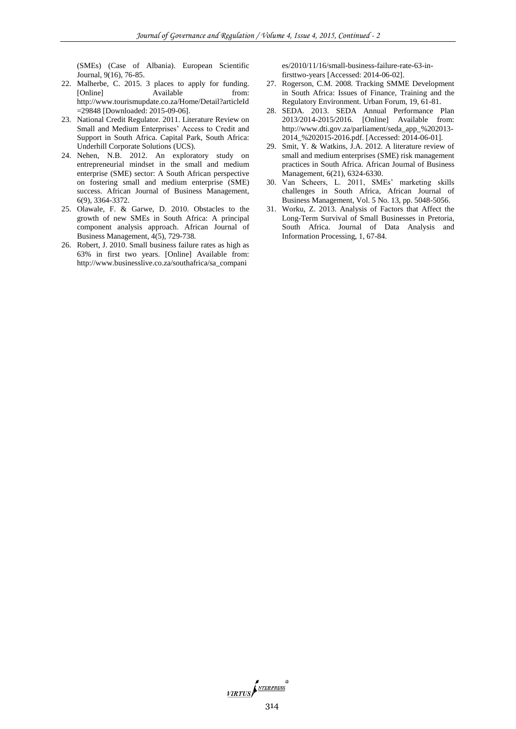(SMEs) (Case of Albania). European Scientific Journal, 9(16), 76-85.

22. Malherbe, C. 2015. 3 places to apply for funding. [Online] Available from: http://www.tourismupdate.co.za/Home/Detail?articleId=29848 [Downloaded: 2015-09-06].
23. National Credit Regulator. 2011. Literature Review on Small and Medium Enterprises' Access to Credit and Support in South Africa. Capital Park, South Africa: Underhill Corporate Solutions (UCS).
24. Nehen, N.B. 2012. An exploratory study on entrepreneurial mindset in the small and medium enterprise (SME) sector: A South African perspective on fostering small and medium enterprise (SME) success. African Journal of Business Management, 6(9), 3364-3372.
25. Olawale, F. & Garwe, D. 2010. Obstacles to the growth of new SMEs in South Africa: A principal component analysis approach. African Journal of Business Management, 4(5), 729-738.
26. Robert, J. 2010. Small business failure rates as high as 63% in first two years. [Online] Available from: http://www.businesslive.co.za/southafrica/sa_companies/2010/11/16/small-business-failure-rate-63-in-firsttwo-years [Accessed: 2014-06-02].
27. Rogerson, C.M. 2008. Tracking SMME Development in South Africa: Issues of Finance, Training and the Regulatory Environment. Urban Forum, 19, 61-81.
28. SEDA. 2013. SEDA Annual Performance Plan 2013/2014-2015/2016. [Online] Available from: http://www.dti.gov.za/parliament/seda_app_%202013-2014_%202015-2016.pdf. [Accessed: 2014-06-01].
29. Smit, Y. & Watkins, J.A. 2012. A literature review of small and medium enterprises (SME) risk management practices in South Africa. African Journal of Business Management, 6(21), 6324-6330.
30. Van Scheers, L. 2011, SMEs' marketing skills challenges in South Africa, African Journal of Business Management, Vol. 5 No. 13, pp. 5048-5056.
31. Worku, Z. 2013. Analysis of Factors that Affect the Long-Term Survival of Small Businesses in Pretoria, South Africa. Journal of Data Analysis and Information Processing, 1, 67-84.